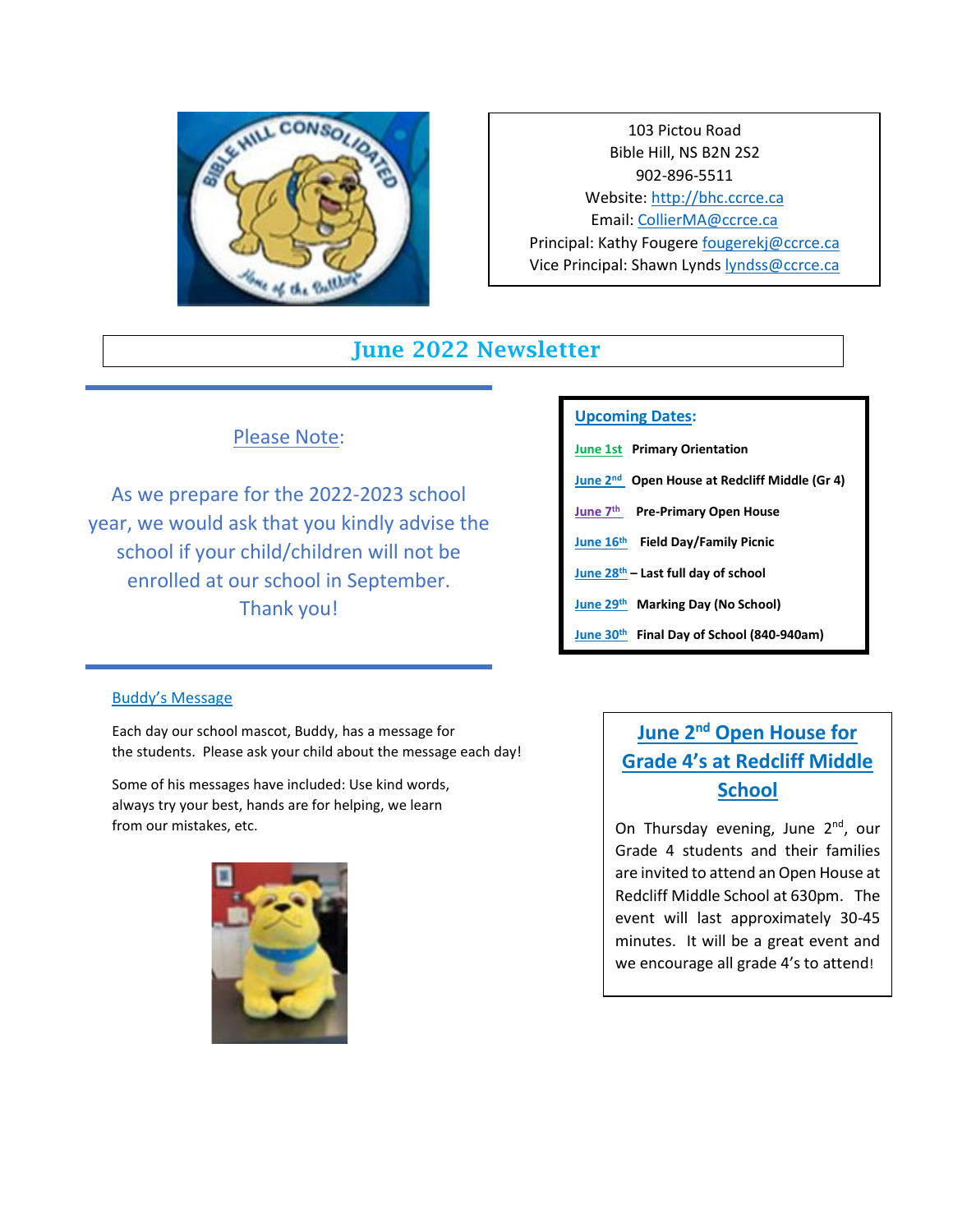103 Pictou Road
Bible Hill, NS B2N 2S2
902-896-5511
Website: http://bhc.ccrce.ca
Email: CollierMA@ccrce.ca
Principal: Kathy Fougere fougerekj@ccrce.ca
Vice Principal: Shawn Lynds lyndss@ccrce.ca

# June 2022 Newsletter

## Please Note:

As we prepare for the 2022-2023 school year, we would ask that you kindly advise the school if your child/children will not be enrolled at our school in September. Thank you!

## Upcoming Dates:

- **June 1st** **Primary Orientation**
- **June 2nd** **Open House at Redcliff Middle (Gr 4)**
- **June 7th** **Pre-Primary Open House**
- **June 16th** **Field Day/Family Picnic**
- **June 28th** **– Last full day of school**
- **June 29th** **Marking Day (No School)**
- **June 30th** **Final Day of School (840-940am)**

## Buddy's Message

Each day our school mascot, Buddy, has a message for the students. Please ask your child about the message each day!

Some of his messages have included: Use kind words, always try your best, hands are for helping, we learn from our mistakes, etc.

## June 2nd Open House for Grade 4's at Redcliff Middle School

On Thursday evening, June 2nd, our Grade 4 students and their families are invited to attend an Open House at Redcliff Middle School at 630pm. The event will last approximately 30-45 minutes. It will be a great event and we encourage all grade 4's to attend!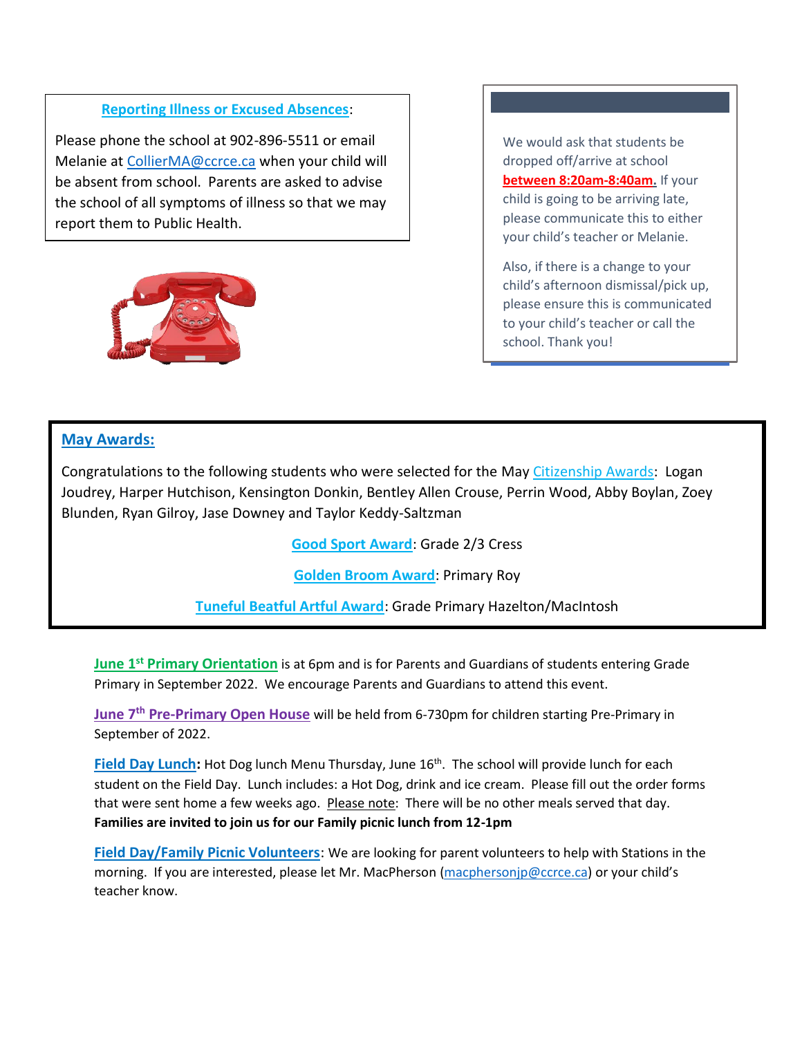**Reporting Illness or Excused Absences**:

Please phone the school at 902-896-5511 or email Melanie at CollierMA@ccrce.ca when your child will be absent from school. Parents are asked to advise the school of all symptoms of illness so that we may report them to Public Health.

We would ask that students be dropped off/arrive at school **between 8:20am-8:40am.** If your child is going to be arriving late, please communicate this to either your child's teacher or Melanie.

Also, if there is a change to your child's afternoon dismissal/pick up, please ensure this is communicated to your child's teacher or call the school. Thank you!

## May Awards:

Congratulations to the following students who were selected for the May Citizenship Awards: Logan Joudrey, Harper Hutchison, Kensington Donkin, Bentley Allen Crouse, Perrin Wood, Abby Boylan, Zoey Blunden, Ryan Gilroy, Jase Downey and Taylor Keddy-Saltzman

**Good Sport Award**: Grade 2/3 Cress

**Golden Broom Award**: Primary Roy

**Tuneful Beatful Artful Award**: Grade Primary Hazelton/MacIntosh

**June 1st Primary Orientation** is at 6pm and is for Parents and Guardians of students entering Grade Primary in September 2022. We encourage Parents and Guardians to attend this event.

**June 7th Pre-Primary Open House** will be held from 6-730pm for children starting Pre-Primary in September of 2022.

**Field Day Lunch:** Hot Dog lunch Menu Thursday, June 16th. The school will provide lunch for each student on the Field Day. Lunch includes: a Hot Dog, drink and ice cream. Please fill out the order forms that were sent home a few weeks ago. Please note: There will be no other meals served that day. **Families are invited to join us for our Family picnic lunch from 12-1pm**

**Field Day/Family Picnic Volunteers**: We are looking for parent volunteers to help with Stations in the morning. If you are interested, please let Mr. MacPherson (macphersonjp@ccrce.ca) or your child's teacher know.